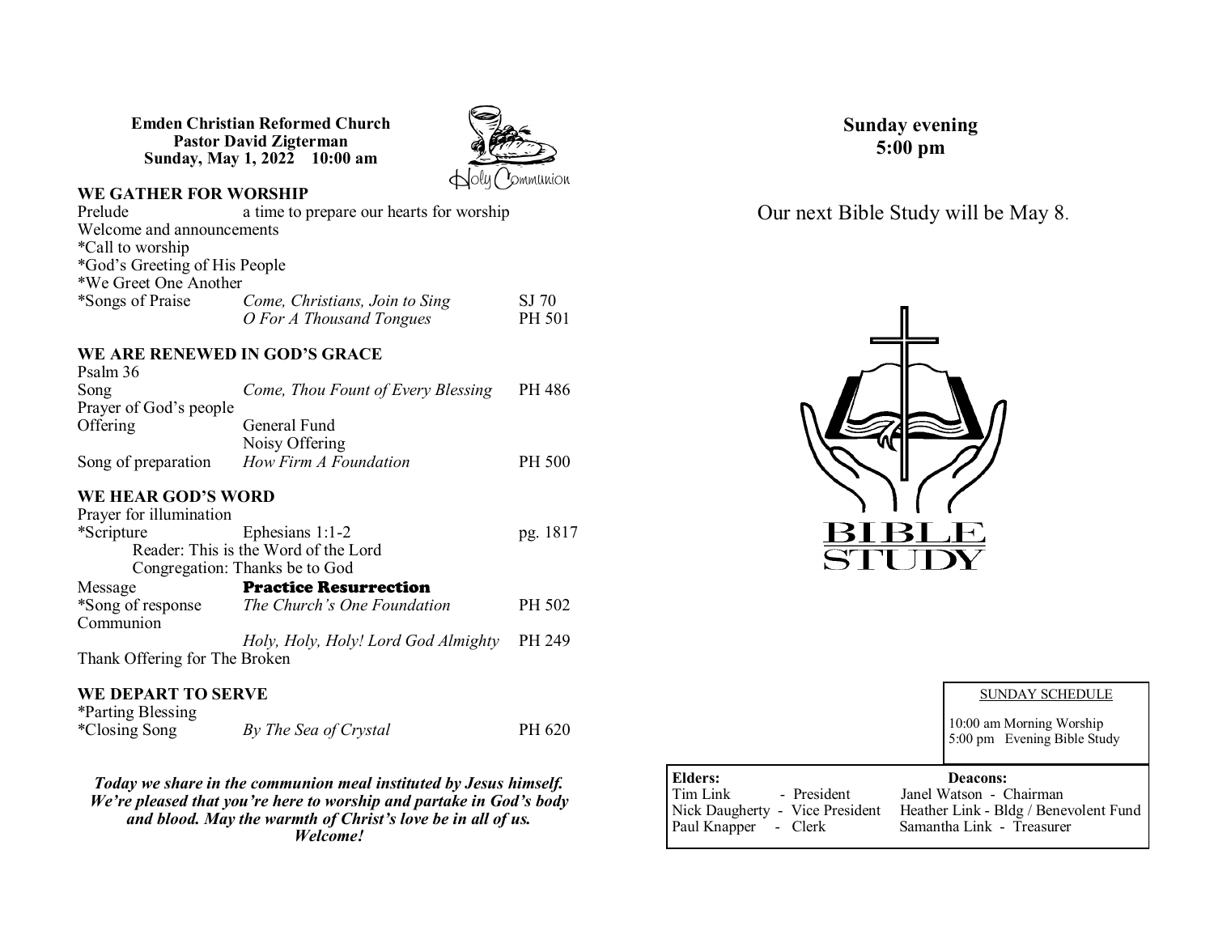**Emden Christian Reformed Church**
**Pastor David Zigterman**
**Sunday, May 1, 2022 10:00 am**

Holy Communion

## WE GATHER FOR WORSHIP

| | | |
|---|---|---|
| Prelude | a time to prepare our hearts for worship | |
| Welcome and announcements | | |
| *Call to worship | | |
| *God's Greeting of His People | | |
| *We Greet One Another | | |
| *Songs of Praise | *Come, Christians, Join to Sing* | SJ 70 |
| | *O For A Thousand Tongues* | PH 501 |

## WE ARE RENEWED IN GOD'S GRACE

| | | |
|---|---|---|
| Psalm 36 | | |
| Song | *Come, Thou Fount of Every Blessing* | PH 486 |
| Prayer of God's people | | |
| Offering | General Fund | |
| | Noisy Offering | |
| Song of preparation | *How Firm A Foundation* | PH 500 |

## WE HEAR GOD'S WORD

| | | |
|---|---|---|
| Prayer for illumination | | |
| *Scripture | Ephesians 1:1-2 | pg. 1817 |

Reader: This is the Word of the Lord
Congregation: Thanks be to God

| | | |
|---|---|---|
| Message | **Practice Resurrection** | |
| *Song of response | *The Church's One Foundation* | PH 502 |
| Communion | | |
| | *Holy, Holy, Holy! Lord God Almighty* | PH 249 |
| Thank Offering for The Broken | | |

## WE DEPART TO SERVE

| | | |
|---|---|---|
| *Parting Blessing | | |
| *Closing Song | *By The Sea of Crystal* | PH 620 |

***Today we share in the communion meal instituted by Jesus himself. We're pleased that you're here to worship and partake in God's body and blood. May the warmth of Christ's love be in all of us. Welcome!***

**Sunday evening**
**5:00 pm**

Our next Bible Study will be May 8.

BIBLE STUDY

SUNDAY SCHEDULE

10:00 am Morning Worship
5:00 pm Evening Bible Study

| Elders: | Deacons: |
|---|---|
| Tim Link - President | Janel Watson - Chairman |
| Nick Daugherty - Vice President | Heather Link - Bldg / Benevolent Fund |
| Paul Knapper - Clerk | Samantha Link - Treasurer |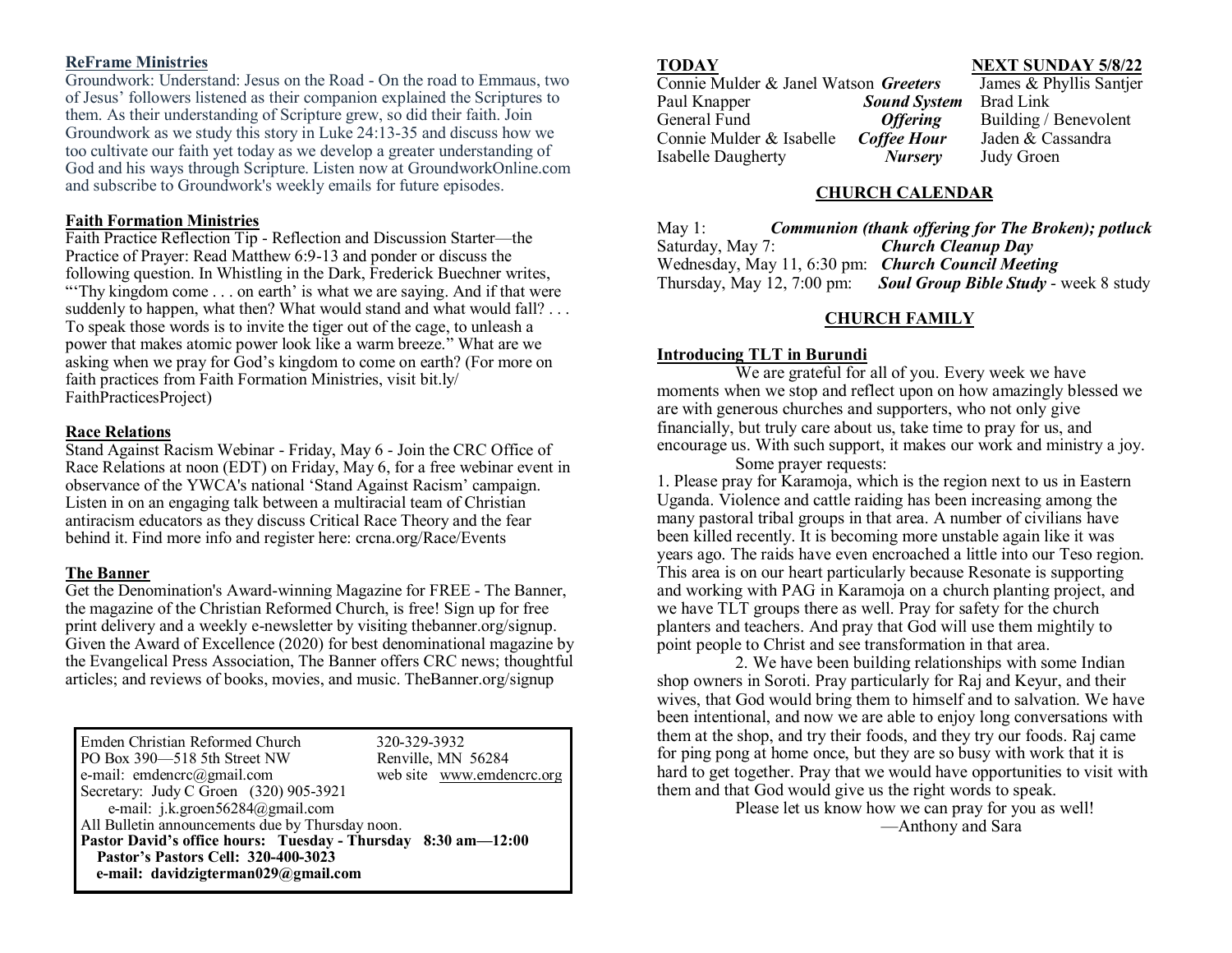**ReFrame Ministries**

Groundwork: Understand: Jesus on the Road - On the road to Emmaus, two of Jesus' followers listened as their companion explained the Scriptures to them. As their understanding of Scripture grew, so did their faith. Join Groundwork as we study this story in Luke 24:13-35 and discuss how we too cultivate our faith yet today as we develop a greater understanding of God and his ways through Scripture. Listen now at GroundworkOnline.com and subscribe to Groundwork's weekly emails for future episodes.

**Faith Formation Ministries**

Faith Practice Reflection Tip - Reflection and Discussion Starter—the Practice of Prayer: Read Matthew 6:9-13 and ponder or discuss the following question. In Whistling in the Dark, Frederick Buechner writes, "'Thy kingdom come . . . on earth' is what we are saying. And if that were suddenly to happen, what then? What would stand and what would fall? . . . To speak those words is to invite the tiger out of the cage, to unleash a power that makes atomic power look like a warm breeze." What are we asking when we pray for God's kingdom to come on earth? (For more on faith practices from Faith Formation Ministries, visit bit.ly/FaithPracticesProject)

**Race Relations**

Stand Against Racism Webinar - Friday, May 6 - Join the CRC Office of Race Relations at noon (EDT) on Friday, May 6, for a free webinar event in observance of the YWCA's national 'Stand Against Racism' campaign. Listen in on an engaging talk between a multiracial team of Christian antiracism educators as they discuss Critical Race Theory and the fear behind it. Find more info and register here: crcna.org/Race/Events

**The Banner**

Get the Denomination's Award-winning Magazine for FREE - The Banner, the magazine of the Christian Reformed Church, is free! Sign up for free print delivery and a weekly e-newsletter by visiting thebanner.org/signup. Given the Award of Excellence (2020) for best denominational magazine by the Evangelical Press Association, The Banner offers CRC news; thoughtful articles; and reviews of books, movies, and music. TheBanner.org/signup

Emden Christian Reformed Church — 320-329-3932
PO Box 390—518 5th Street NW — Renville, MN 56284
e-mail: emdencrc@gmail.com — web site www.emdencrc.org
Secretary: Judy C Groen (320) 905-3921
e-mail: j.k.groen56284@gmail.com
All Bulletin announcements due by Thursday noon.
**Pastor David's office hours: Tuesday - Thursday 8:30 am—12:00**
**Pastor's Pastors Cell: 320-400-3023**
**e-mail: davidzigterman029@gmail.com**

| **TODAY** | | **NEXT SUNDAY 5/8/22** |
|---|---|---|
| Connie Mulder & Janel Watson | ***Greeters*** | James & Phyllis Santjer |
| Paul Knapper | ***Sound System*** | Brad Link |
| General Fund | ***Offering*** | Building / Benevolent |
| Connie Mulder & Isabelle | ***Coffee Hour*** | Jaden & Cassandra |
| Isabelle Daugherty | ***Nursery*** | Judy Groen |

## CHURCH CALENDAR

May 1: ***Communion (thank offering for The Broken); potluck***
Saturday, May 7: ***Church Cleanup Day***
Wednesday, May 11, 6:30 pm: ***Church Council Meeting***
Thursday, May 12, 7:00 pm: ***Soul Group Bible Study*** - week 8 study

## CHURCH FAMILY

**Introducing TLT in Burundi**

We are grateful for all of you. Every week we have moments when we stop and reflect upon on how amazingly blessed we are with generous churches and supporters, who not only give financially, but truly care about us, take time to pray for us, and encourage us. With such support, it makes our work and ministry a joy.

Some prayer requests:

1. Please pray for Karamoja, which is the region next to us in Eastern Uganda. Violence and cattle raiding has been increasing among the many pastoral tribal groups in that area. A number of civilians have been killed recently. It is becoming more unstable again like it was years ago. The raids have even encroached a little into our Teso region. This area is on our heart particularly because Resonate is supporting and working with PAG in Karamoja on a church planting project, and we have TLT groups there as well. Pray for safety for the church planters and teachers. And pray that God will use them mightily to point people to Christ and see transformation in that area.

2. We have been building relationships with some Indian shop owners in Soroti. Pray particularly for Raj and Keyur, and their wives, that God would bring them to himself and to salvation. We have been intentional, and now we are able to enjoy long conversations with them at the shop, and try their foods, and they try our foods. Raj came for ping pong at home once, but they are so busy with work that it is hard to get together. Pray that we would have opportunities to visit with them and that God would give us the right words to speak.

Please let us know how we can pray for you as well!

—Anthony and Sara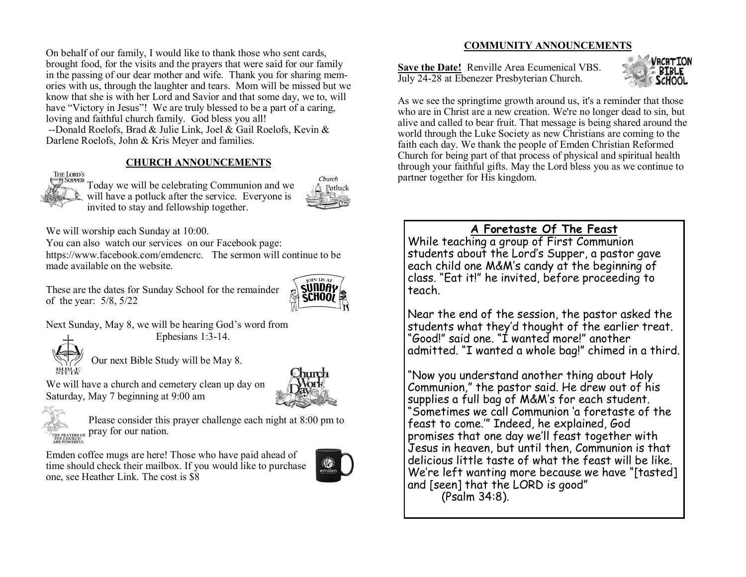On behalf of our family, I would like to thank those who sent cards, brought food, for the visits and the prayers that were said for our family in the passing of our dear mother and wife. Thank you for sharing memories with us, through the laughter and tears. Mom will be missed but we know that she is with her Lord and Savior and that some day, we to, will have "Victory in Jesus"! We are truly blessed to be a part of a caring, loving and faithful church family. God bless you all!
--Donald Roelofs, Brad & Julie Link, Joel & Gail Roelofs, Kevin & Darlene Roelofs, John & Kris Meyer and families.

## CHURCH ANNOUNCEMENTS

Today we will be celebrating Communion and we will have a potluck after the service. Everyone is invited to stay and fellowship together.

We will worship each Sunday at 10:00.
You can also watch our services on our Facebook page: https://www.facebook.com/emdencrc. The sermon will continue to be made available on the website.

These are the dates for Sunday School for the remainder of the year: 5/8, 5/22

Next Sunday, May 8, we will be hearing God's word from Ephesians 1:3-14.

Our next Bible Study will be May 8.

We will have a church and cemetery clean up day on Saturday, May 7 beginning at 9:00 am

Please consider this prayer challenge each night at 8:00 pm to pray for our nation.

Emden coffee mugs are here! Those who have paid ahead of time should check their mailbox. If you would like to purchase one, see Heather Link. The cost is $8

## COMMUNITY ANNOUNCEMENTS

**Save the Date!** Renville Area Ecumenical VBS. July 24-28 at Ebenezer Presbyterian Church.

As we see the springtime growth around us, it's a reminder that those who are in Christ are a new creation. We're no longer dead to sin, but alive and called to bear fruit. That message is being shared around the world through the Luke Society as new Christians are coming to the faith each day. We thank the people of Emden Christian Reformed Church for being part of that process of physical and spiritual health through your faithful gifts. May the Lord bless you as we continue to partner together for His kingdom.

### A Foretaste Of The Feast

While teaching a group of First Communion students about the Lord's Supper, a pastor gave each child one M&M's candy at the beginning of class. "Eat it!" he invited, before proceeding to teach.

Near the end of the session, the pastor asked the students what they'd thought of the earlier treat. "Good!" said one. "I wanted more!" another admitted. "I wanted a whole bag!" chimed in a third.

"Now you understand another thing about Holy Communion," the pastor said. He drew out of his supplies a full bag of M&M's for each student. "Sometimes we call Communion 'a foretaste of the feast to come.'" Indeed, he explained, God promises that one day we'll feast together with Jesus in heaven, but until then, Communion is that delicious little taste of what the feast will be like. We're left wanting more because we have "[tasted] and [seen] that the LORD is good" (Psalm 34:8).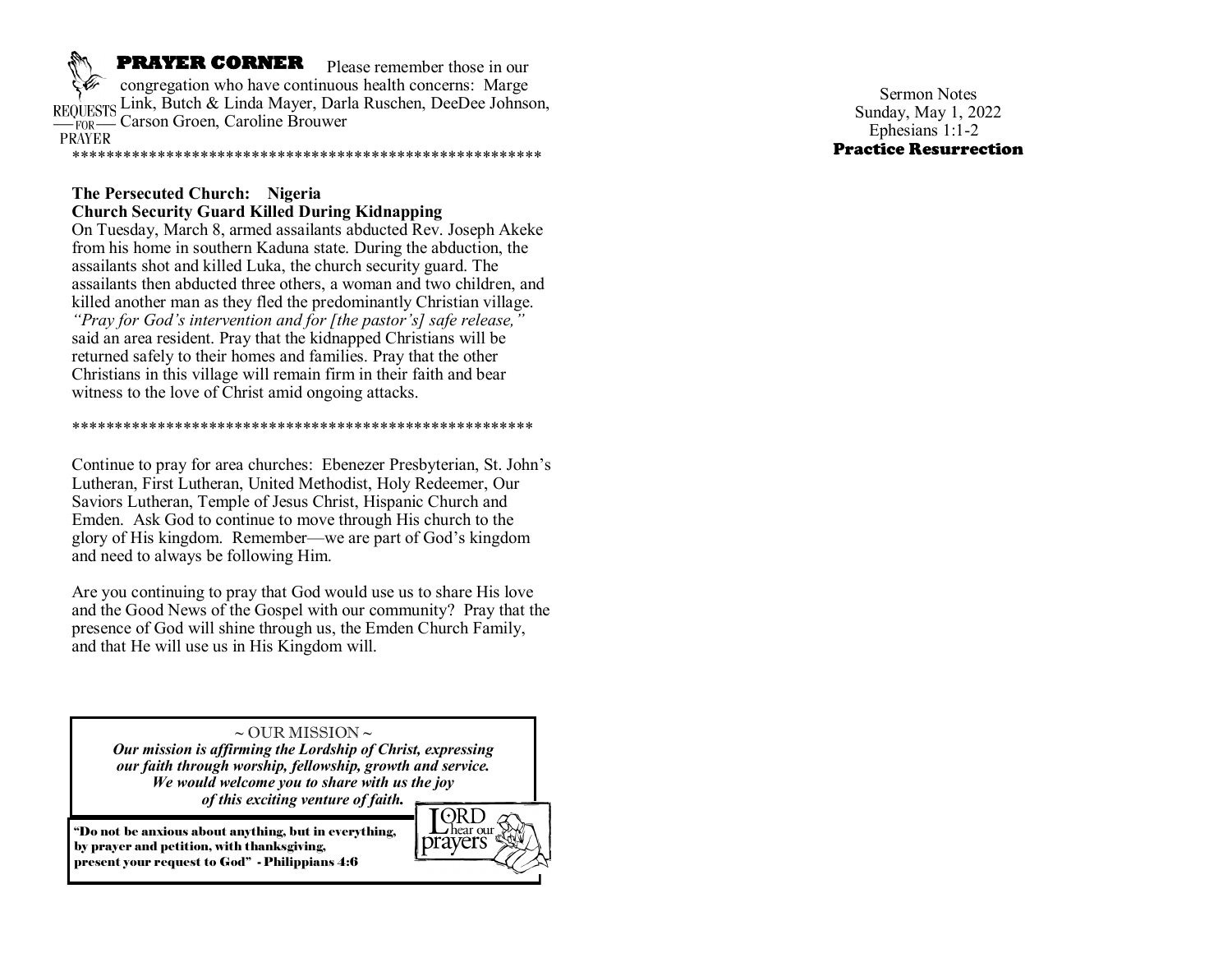## PRAYER CORNER

REQUESTS FOR PRAYER

Please remember those in our congregation who have continuous health concerns: Marge Link, Butch & Linda Mayer, Darla Ruschen, DeeDee Johnson, Carson Groen, Caroline Brouwer

*****************************************************

**The Persecuted Church: Nigeria**
**Church Security Guard Killed During Kidnapping**

On Tuesday, March 8, armed assailants abducted Rev. Joseph Akeke from his home in southern Kaduna state. During the abduction, the assailants shot and killed Luka, the church security guard. The assailants then abducted three others, a woman and two children, and killed another man as they fled the predominantly Christian village. *"Pray for God's intervention and for [the pastor's] safe release,"* said an area resident. Pray that the kidnapped Christians will be returned safely to their homes and families. Pray that the other Christians in this village will remain firm in their faith and bear witness to the love of Christ amid ongoing attacks.

*****************************************************

Continue to pray for area churches: Ebenezer Presbyterian, St. John's Lutheran, First Lutheran, United Methodist, Holy Redeemer, Our Saviors Lutheran, Temple of Jesus Christ, Hispanic Church and Emden. Ask God to continue to move through His church to the glory of His kingdom. Remember—we are part of God's kingdom and need to always be following Him.

Are you continuing to pray that God would use us to share His love and the Good News of the Gospel with our community? Pray that the presence of God will shine through us, the Emden Church Family, and that He will use us in His Kingdom will.

~ OUR MISSION ~

***Our mission is affirming the Lordship of Christ, expressing our faith through worship, fellowship, growth and service. We would welcome you to share with us the joy of this exciting venture of faith.***

**"Do not be anxious about anything, but in everything, by prayer and petition, with thanksgiving, present your request to God" - Philippians 4:6**

LORD hear our prayers

Sermon Notes
Sunday, May 1, 2022
Ephesians 1:1-2

**Practice Resurrection**